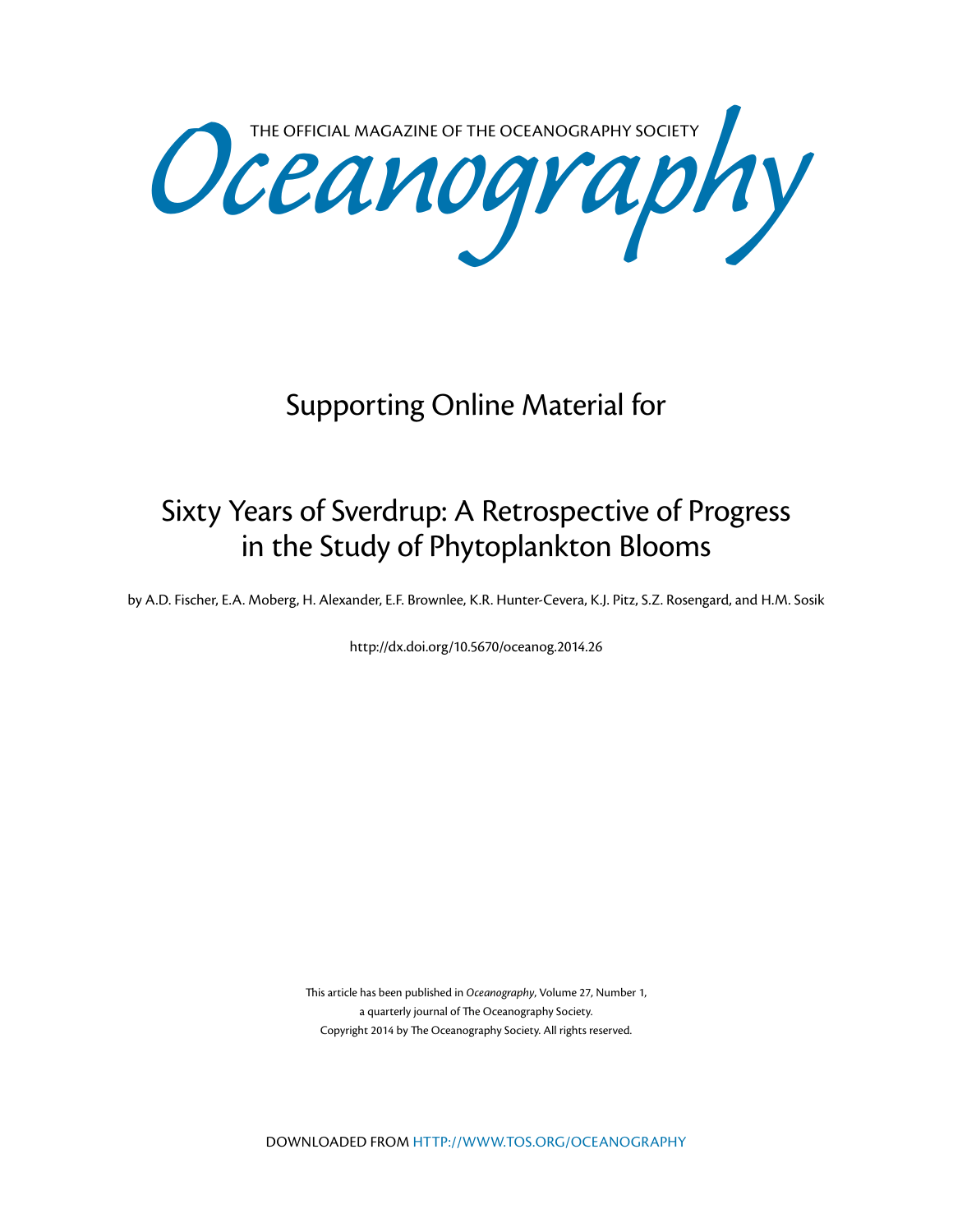THE OFFICIAL MAGAZINE OF THE OCEANOGRAPHY SOCIETY

# Oceanography

## Supporting Online Material for

# Sixty Years of Sverdrup: A Retrospective of Progress in the Study of Phytoplankton Blooms

by A.D. Fischer, E.A. Moberg, H. Alexander, E.F. Brownlee, K.R. Hunter-Cevera, K.J. Pitz, S.Z. Rosengard, and H.M. Sosik

http://dx.doi.org/10.5670/oceanog.2014.26

This article has been published in *Oceanography*, Volume 27, Number 1, a quarterly journal of The Oceanography Society. Copyright 2014 by The Oceanography Society. All rights reserved.

DOWNLOADED FROM HTTP://WWW.TOS.ORG/OCEANOGRAPHY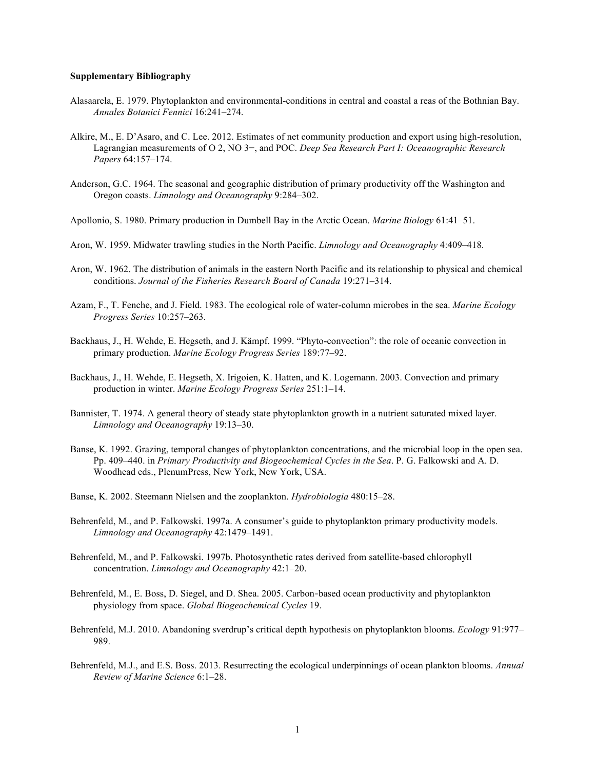**Supplementary Bibliography**

Alasaarela, E. 1979. Phytoplankton and environmental-conditions in central and coastal a reas of the Bothnian Bay. *Annales Botanici Fennici* 16:241–274.

Alkire, M., E. D'Asaro, and C. Lee. 2012. Estimates of net community production and export using high-resolution, Lagrangian measurements of O 2, NO 3−, and POC. *Deep Sea Research Part I: Oceanographic Research Papers* 64:157–174.

Anderson, G.C. 1964. The seasonal and geographic distribution of primary productivity off the Washington and Oregon coasts. *Limnology and Oceanography* 9:284–302.

Apollonio, S. 1980. Primary production in Dumbell Bay in the Arctic Ocean. *Marine Biology* 61:41–51.

Aron, W. 1959. Midwater trawling studies in the North Pacific. *Limnology and Oceanography* 4:409–418.

Aron, W. 1962. The distribution of animals in the eastern North Pacific and its relationship to physical and chemical conditions. *Journal of the Fisheries Research Board of Canada* 19:271–314.

Azam, F., T. Fenche, and J. Field. 1983. The ecological role of water-column microbes in the sea. *Marine Ecology Progress Series* 10:257–263.

Backhaus, J., H. Wehde, E. Hegseth, and J. Kämpf. 1999. "Phyto-convection": the role of oceanic convection in primary production. *Marine Ecology Progress Series* 189:77–92.

Backhaus, J., H. Wehde, E. Hegseth, X. Irigoien, K. Hatten, and K. Logemann. 2003. Convection and primary production in winter. *Marine Ecology Progress Series* 251:1–14.

Bannister, T. 1974. A general theory of steady state phytoplankton growth in a nutrient saturated mixed layer. *Limnology and Oceanography* 19:13–30.

Banse, K. 1992. Grazing, temporal changes of phytoplankton concentrations, and the microbial loop in the open sea. Pp. 409–440. in *Primary Productivity and Biogeochemical Cycles in the Sea*. P. G. Falkowski and A. D. Woodhead eds., PlenumPress, New York, New York, USA.

Banse, K. 2002. Steemann Nielsen and the zooplankton. *Hydrobiologia* 480:15–28.

Behrenfeld, M., and P. Falkowski. 1997a. A consumer's guide to phytoplankton primary productivity models. *Limnology and Oceanography* 42:1479–1491.

Behrenfeld, M., and P. Falkowski. 1997b. Photosynthetic rates derived from satellite-based chlorophyll concentration. *Limnology and Oceanography* 42:1–20.

Behrenfeld, M., E. Boss, D. Siegel, and D. Shea. 2005. Carbon‐based ocean productivity and phytoplankton physiology from space. *Global Biogeochemical Cycles* 19.

Behrenfeld, M.J. 2010. Abandoning sverdrup's critical depth hypothesis on phytoplankton blooms. *Ecology* 91:977–989.

Behrenfeld, M.J., and E.S. Boss. 2013. Resurrecting the ecological underpinnings of ocean plankton blooms. *Annual Review of Marine Science* 6:1–28.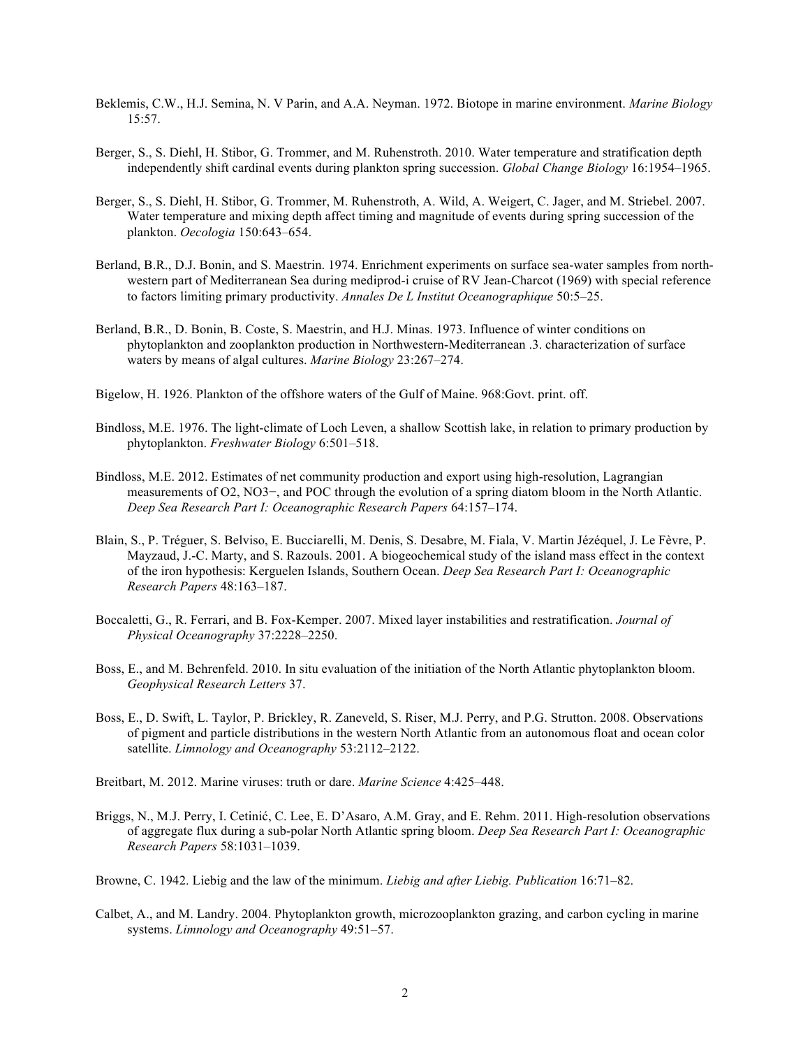Beklemis, C.W., H.J. Semina, N. V Parin, and A.A. Neyman. 1972. Biotope in marine environment. *Marine Biology* 15:57.

Berger, S., S. Diehl, H. Stibor, G. Trommer, and M. Ruhenstroth. 2010. Water temperature and stratification depth independently shift cardinal events during plankton spring succession. *Global Change Biology* 16:1954–1965.

Berger, S., S. Diehl, H. Stibor, G. Trommer, M. Ruhenstroth, A. Wild, A. Weigert, C. Jager, and M. Striebel. 2007. Water temperature and mixing depth affect timing and magnitude of events during spring succession of the plankton. *Oecologia* 150:643–654.

Berland, B.R., D.J. Bonin, and S. Maestrin. 1974. Enrichment experiments on surface sea-water samples from north-western part of Mediterranean Sea during mediprod-i cruise of RV Jean-Charcot (1969) with special reference to factors limiting primary productivity. *Annales De L Institut Oceanographique* 50:5–25.

Berland, B.R., D. Bonin, B. Coste, S. Maestrin, and H.J. Minas. 1973. Influence of winter conditions on phytoplankton and zooplankton production in Northwestern-Mediterranean .3. characterization of surface waters by means of algal cultures. *Marine Biology* 23:267–274.

Bigelow, H. 1926. Plankton of the offshore waters of the Gulf of Maine. 968:Govt. print. off.

Bindloss, M.E. 1976. The light-climate of Loch Leven, a shallow Scottish lake, in relation to primary production by phytoplankton. *Freshwater Biology* 6:501–518.

Bindloss, M.E. 2012. Estimates of net community production and export using high-resolution, Lagrangian measurements of O2, NO3−, and POC through the evolution of a spring diatom bloom in the North Atlantic. *Deep Sea Research Part I: Oceanographic Research Papers* 64:157–174.

Blain, S., P. Tréguer, S. Belviso, E. Bucciarelli, M. Denis, S. Desabre, M. Fiala, V. Martin Jézéquel, J. Le Fèvre, P. Mayzaud, J.-C. Marty, and S. Razouls. 2001. A biogeochemical study of the island mass effect in the context of the iron hypothesis: Kerguelen Islands, Southern Ocean. *Deep Sea Research Part I: Oceanographic Research Papers* 48:163–187.

Boccaletti, G., R. Ferrari, and B. Fox-Kemper. 2007. Mixed layer instabilities and restratification. *Journal of Physical Oceanography* 37:2228–2250.

Boss, E., and M. Behrenfeld. 2010. In situ evaluation of the initiation of the North Atlantic phytoplankton bloom. *Geophysical Research Letters* 37.

Boss, E., D. Swift, L. Taylor, P. Brickley, R. Zaneveld, S. Riser, M.J. Perry, and P.G. Strutton. 2008. Observations of pigment and particle distributions in the western North Atlantic from an autonomous float and ocean color satellite. *Limnology and Oceanography* 53:2112–2122.

Breitbart, M. 2012. Marine viruses: truth or dare. *Marine Science* 4:425–448.

Briggs, N., M.J. Perry, I. Cetinić, C. Lee, E. D'Asaro, A.M. Gray, and E. Rehm. 2011. High-resolution observations of aggregate flux during a sub-polar North Atlantic spring bloom. *Deep Sea Research Part I: Oceanographic Research Papers* 58:1031–1039.

Browne, C. 1942. Liebig and the law of the minimum. *Liebig and after Liebig. Publication* 16:71–82.

Calbet, A., and M. Landry. 2004. Phytoplankton growth, microzooplankton grazing, and carbon cycling in marine systems. *Limnology and Oceanography* 49:51–57.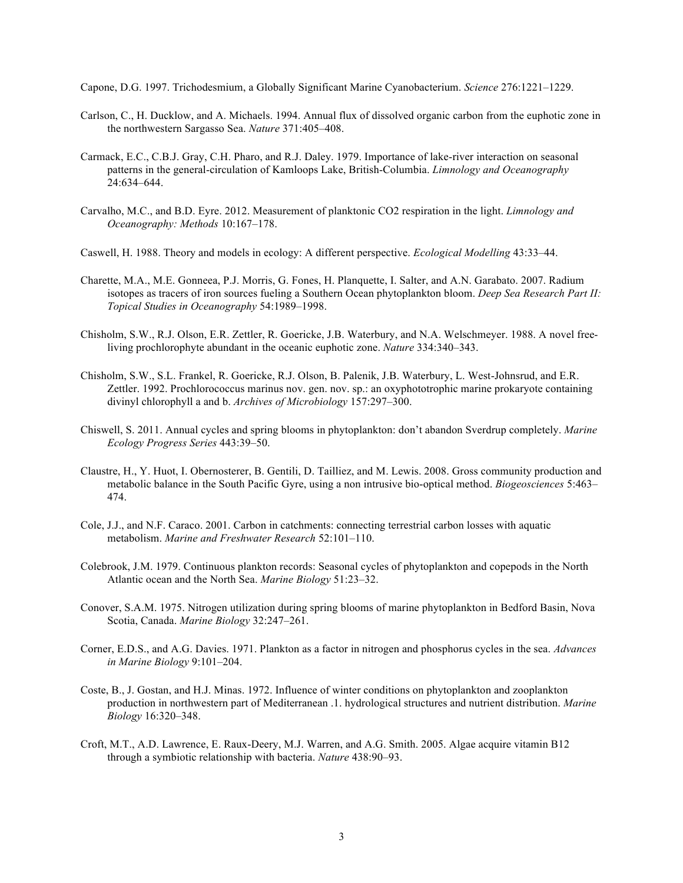Capone, D.G. 1997. Trichodesmium, a Globally Significant Marine Cyanobacterium. *Science* 276:1221–1229.

Carlson, C., H. Ducklow, and A. Michaels. 1994. Annual flux of dissolved organic carbon from the euphotic zone in the northwestern Sargasso Sea. *Nature* 371:405–408.

Carmack, E.C., C.B.J. Gray, C.H. Pharo, and R.J. Daley. 1979. Importance of lake-river interaction on seasonal patterns in the general-circulation of Kamloops Lake, British-Columbia. *Limnology and Oceanography* 24:634–644.

Carvalho, M.C., and B.D. Eyre. 2012. Measurement of planktonic CO2 respiration in the light. *Limnology and Oceanography: Methods* 10:167–178.

Caswell, H. 1988. Theory and models in ecology: A different perspective. *Ecological Modelling* 43:33–44.

Charette, M.A., M.E. Gonneea, P.J. Morris, G. Fones, H. Planquette, I. Salter, and A.N. Garabato. 2007. Radium isotopes as tracers of iron sources fueling a Southern Ocean phytoplankton bloom. *Deep Sea Research Part II: Topical Studies in Oceanography* 54:1989–1998.

Chisholm, S.W., R.J. Olson, E.R. Zettler, R. Goericke, J.B. Waterbury, and N.A. Welschmeyer. 1988. A novel free-living prochlorophyte abundant in the oceanic euphotic zone. *Nature* 334:340–343.

Chisholm, S.W., S.L. Frankel, R. Goericke, R.J. Olson, B. Palenik, J.B. Waterbury, L. West-Johnsrud, and E.R. Zettler. 1992. Prochlorococcus marinus nov. gen. nov. sp.: an oxyphototrophic marine prokaryote containing divinyl chlorophyll a and b. *Archives of Microbiology* 157:297–300.

Chiswell, S. 2011. Annual cycles and spring blooms in phytoplankton: don't abandon Sverdrup completely. *Marine Ecology Progress Series* 443:39–50.

Claustre, H., Y. Huot, I. Obernosterer, B. Gentili, D. Tailliez, and M. Lewis. 2008. Gross community production and metabolic balance in the South Pacific Gyre, using a non intrusive bio-optical method. *Biogeosciences* 5:463–474.

Cole, J.J., and N.F. Caraco. 2001. Carbon in catchments: connecting terrestrial carbon losses with aquatic metabolism. *Marine and Freshwater Research* 52:101–110.

Colebrook, J.M. 1979. Continuous plankton records: Seasonal cycles of phytoplankton and copepods in the North Atlantic ocean and the North Sea. *Marine Biology* 51:23–32.

Conover, S.A.M. 1975. Nitrogen utilization during spring blooms of marine phytoplankton in Bedford Basin, Nova Scotia, Canada. *Marine Biology* 32:247–261.

Corner, E.D.S., and A.G. Davies. 1971. Plankton as a factor in nitrogen and phosphorus cycles in the sea. *Advances in Marine Biology* 9:101–204.

Coste, B., J. Gostan, and H.J. Minas. 1972. Influence of winter conditions on phytoplankton and zooplankton production in northwestern part of Mediterranean .1. hydrological structures and nutrient distribution. *Marine Biology* 16:320–348.

Croft, M.T., A.D. Lawrence, E. Raux-Deery, M.J. Warren, and A.G. Smith. 2005. Algae acquire vitamin B12 through a symbiotic relationship with bacteria. *Nature* 438:90–93.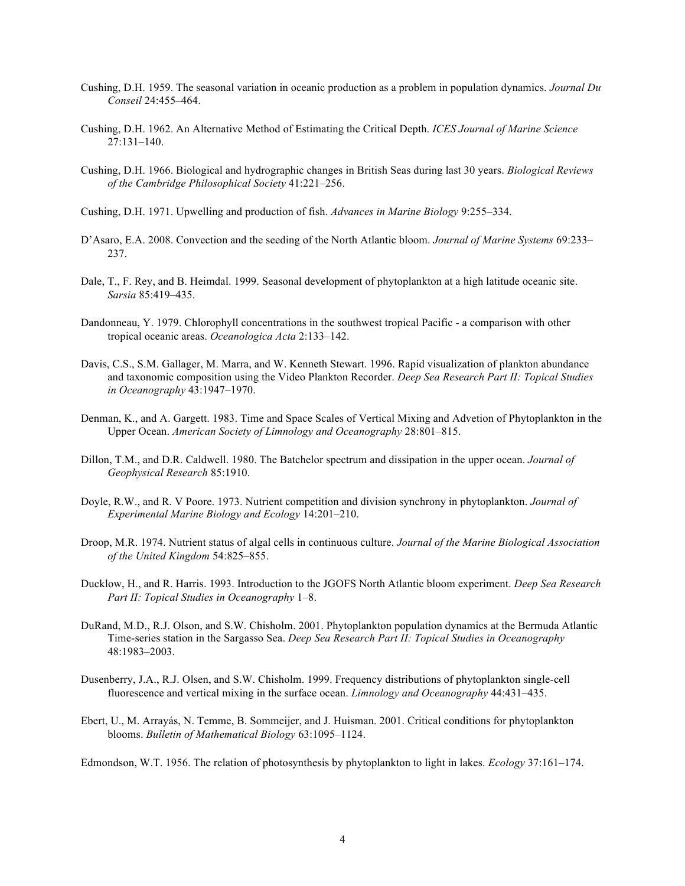Cushing, D.H. 1959. The seasonal variation in oceanic production as a problem in population dynamics. *Journal Du Conseil* 24:455–464.

Cushing, D.H. 1962. An Alternative Method of Estimating the Critical Depth. *ICES Journal of Marine Science* 27:131–140.

Cushing, D.H. 1966. Biological and hydrographic changes in British Seas during last 30 years. *Biological Reviews of the Cambridge Philosophical Society* 41:221–256.

Cushing, D.H. 1971. Upwelling and production of fish. *Advances in Marine Biology* 9:255–334.

D'Asaro, E.A. 2008. Convection and the seeding of the North Atlantic bloom. *Journal of Marine Systems* 69:233–237.

Dale, T., F. Rey, and B. Heimdal. 1999. Seasonal development of phytoplankton at a high latitude oceanic site. *Sarsia* 85:419–435.

Dandonneau, Y. 1979. Chlorophyll concentrations in the southwest tropical Pacific - a comparison with other tropical oceanic areas. *Oceanologica Acta* 2:133–142.

Davis, C.S., S.M. Gallager, M. Marra, and W. Kenneth Stewart. 1996. Rapid visualization of plankton abundance and taxonomic composition using the Video Plankton Recorder. *Deep Sea Research Part II: Topical Studies in Oceanography* 43:1947–1970.

Denman, K., and A. Gargett. 1983. Time and Space Scales of Vertical Mixing and Advetion of Phytoplankton in the Upper Ocean. *American Society of Limnology and Oceanography* 28:801–815.

Dillon, T.M., and D.R. Caldwell. 1980. The Batchelor spectrum and dissipation in the upper ocean. *Journal of Geophysical Research* 85:1910.

Doyle, R.W., and R. V Poore. 1973. Nutrient competition and division synchrony in phytoplankton. *Journal of Experimental Marine Biology and Ecology* 14:201–210.

Droop, M.R. 1974. Nutrient status of algal cells in continuous culture. *Journal of the Marine Biological Association of the United Kingdom* 54:825–855.

Ducklow, H., and R. Harris. 1993. Introduction to the JGOFS North Atlantic bloom experiment. *Deep Sea Research Part II: Topical Studies in Oceanography* 1–8.

DuRand, M.D., R.J. Olson, and S.W. Chisholm. 2001. Phytoplankton population dynamics at the Bermuda Atlantic Time-series station in the Sargasso Sea. *Deep Sea Research Part II: Topical Studies in Oceanography* 48:1983–2003.

Dusenberry, J.A., R.J. Olsen, and S.W. Chisholm. 1999. Frequency distributions of phytoplankton single-cell fluorescence and vertical mixing in the surface ocean. *Limnology and Oceanography* 44:431–435.

Ebert, U., M. Arrayás, N. Temme, B. Sommeijer, and J. Huisman. 2001. Critical conditions for phytoplankton blooms. *Bulletin of Mathematical Biology* 63:1095–1124.

Edmondson, W.T. 1956. The relation of photosynthesis by phytoplankton to light in lakes. *Ecology* 37:161–174.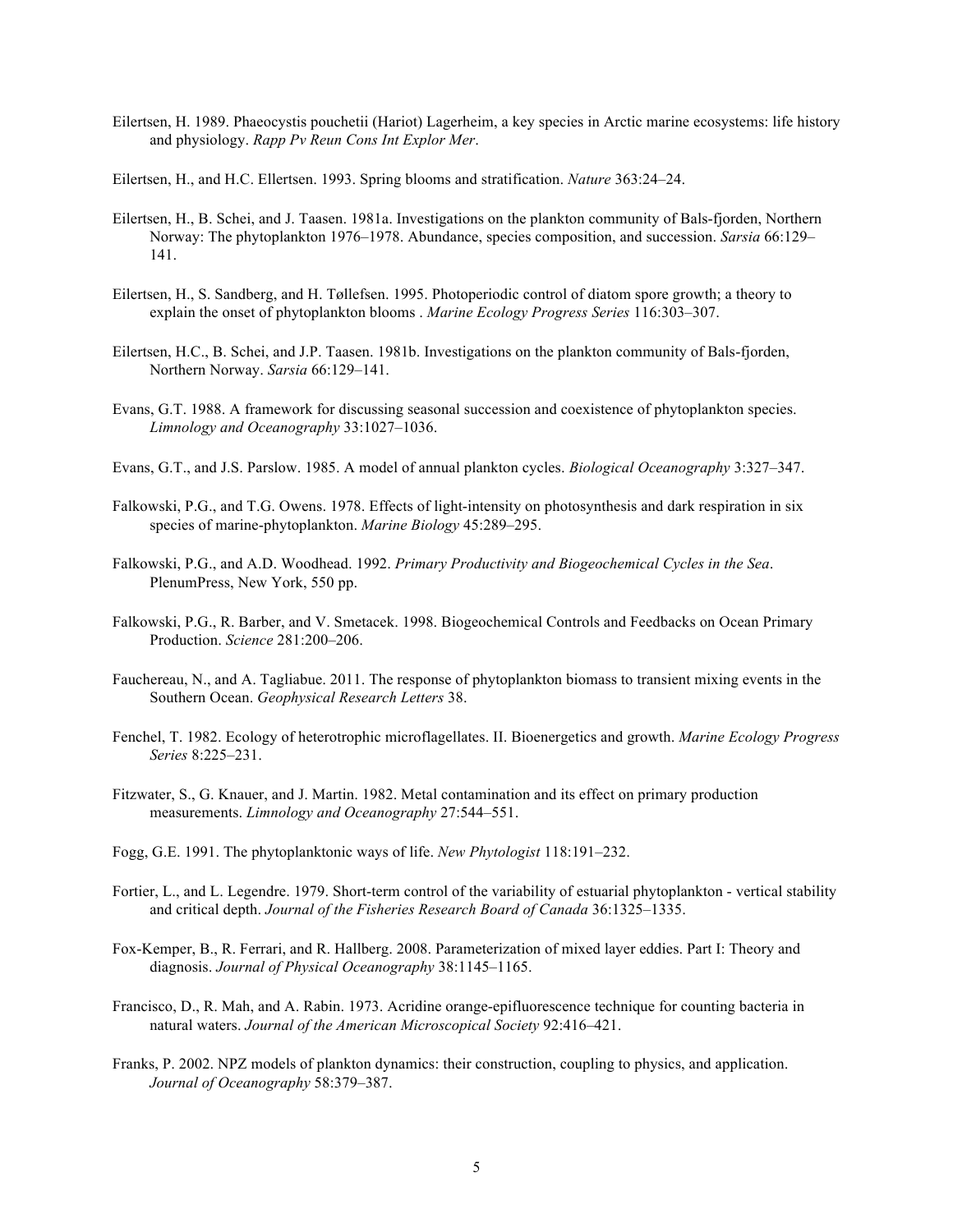Eilertsen, H. 1989. Phaeocystis pouchetii (Hariot) Lagerheim, a key species in Arctic marine ecosystems: life history and physiology. *Rapp Pv Reun Cons Int Explor Mer*.

Eilertsen, H., and H.C. Ellertsen. 1993. Spring blooms and stratification. *Nature* 363:24–24.

Eilertsen, H., B. Schei, and J. Taasen. 1981a. Investigations on the plankton community of Bals-fjorden, Northern Norway: The phytoplankton 1976–1978. Abundance, species composition, and succession. *Sarsia* 66:129–141.

Eilertsen, H., S. Sandberg, and H. Tøllefsen. 1995. Photoperiodic control of diatom spore growth; a theory to explain the onset of phytoplankton blooms . *Marine Ecology Progress Series* 116:303–307.

Eilertsen, H.C., B. Schei, and J.P. Taasen. 1981b. Investigations on the plankton community of Bals-fjorden, Northern Norway. *Sarsia* 66:129–141.

Evans, G.T. 1988. A framework for discussing seasonal succession and coexistence of phytoplankton species. *Limnology and Oceanography* 33:1027–1036.

Evans, G.T., and J.S. Parslow. 1985. A model of annual plankton cycles. *Biological Oceanography* 3:327–347.

Falkowski, P.G., and T.G. Owens. 1978. Effects of light-intensity on photosynthesis and dark respiration in six species of marine-phytoplankton. *Marine Biology* 45:289–295.

Falkowski, P.G., and A.D. Woodhead. 1992. *Primary Productivity and Biogeochemical Cycles in the Sea*. PlenumPress, New York, 550 pp.

Falkowski, P.G., R. Barber, and V. Smetacek. 1998. Biogeochemical Controls and Feedbacks on Ocean Primary Production. *Science* 281:200–206.

Fauchereau, N., and A. Tagliabue. 2011. The response of phytoplankton biomass to transient mixing events in the Southern Ocean. *Geophysical Research Letters* 38.

Fenchel, T. 1982. Ecology of heterotrophic microflagellates. II. Bioenergetics and growth. *Marine Ecology Progress Series* 8:225–231.

Fitzwater, S., G. Knauer, and J. Martin. 1982. Metal contamination and its effect on primary production measurements. *Limnology and Oceanography* 27:544–551.

Fogg, G.E. 1991. The phytoplanktonic ways of life. *New Phytologist* 118:191–232.

Fortier, L., and L. Legendre. 1979. Short-term control of the variability of estuarial phytoplankton - vertical stability and critical depth. *Journal of the Fisheries Research Board of Canada* 36:1325–1335.

Fox-Kemper, B., R. Ferrari, and R. Hallberg. 2008. Parameterization of mixed layer eddies. Part I: Theory and diagnosis. *Journal of Physical Oceanography* 38:1145–1165.

Francisco, D., R. Mah, and A. Rabin. 1973. Acridine orange-epifluorescence technique for counting bacteria in natural waters. *Journal of the American Microscopical Society* 92:416–421.

Franks, P. 2002. NPZ models of plankton dynamics: their construction, coupling to physics, and application. *Journal of Oceanography* 58:379–387.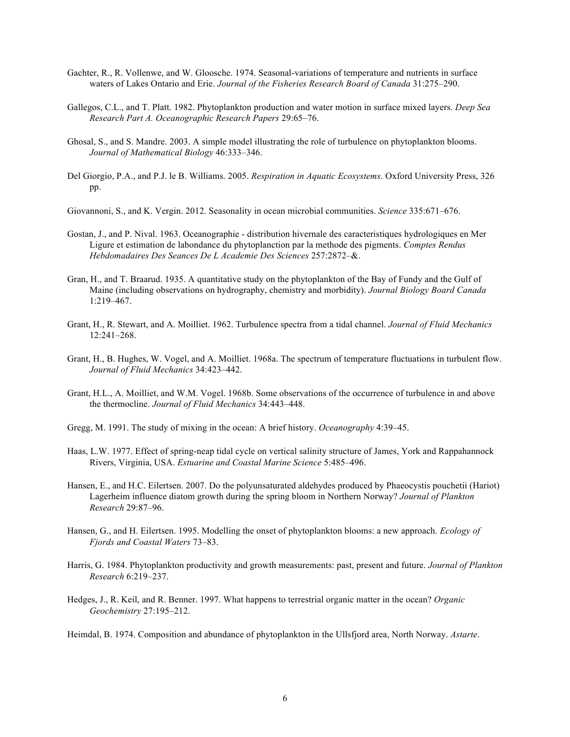Gachter, R., R. Vollenwe, and W. Gloosche. 1974. Seasonal-variations of temperature and nutrients in surface waters of Lakes Ontario and Erie. *Journal of the Fisheries Research Board of Canada* 31:275–290.

Gallegos, C.L., and T. Platt. 1982. Phytoplankton production and water motion in surface mixed layers. *Deep Sea Research Part A. Oceanographic Research Papers* 29:65–76.

Ghosal, S., and S. Mandre. 2003. A simple model illustrating the role of turbulence on phytoplankton blooms. *Journal of Mathematical Biology* 46:333–346.

Del Giorgio, P.A., and P.J. le B. Williams. 2005. *Respiration in Aquatic Ecosystems*. Oxford University Press, 326 pp.

Giovannoni, S., and K. Vergin. 2012. Seasonality in ocean microbial communities. *Science* 335:671–676.

Gostan, J., and P. Nival. 1963. Oceanographie - distribution hivernale des caracteristiques hydrologiques en Mer Ligure et estimation de labondance du phytoplanction par la methode des pigments. *Comptes Rendus Hebdomadaires Des Seances De L Academie Des Sciences* 257:2872–&.

Gran, H., and T. Braarud. 1935. A quantitative study on the phytoplankton of the Bay of Fundy and the Gulf of Maine (including observations on hydrography, chemistry and morbidity). *Journal Biology Board Canada* 1:219–467.

Grant, H., R. Stewart, and A. Moilliet. 1962. Turbulence spectra from a tidal channel. *Journal of Fluid Mechanics* 12:241–268.

Grant, H., B. Hughes, W. Vogel, and A. Moilliet. 1968a. The spectrum of temperature fluctuations in turbulent flow. *Journal of Fluid Mechanics* 34:423–442.

Grant, H.L., A. Moilliet, and W.M. Vogel. 1968b. Some observations of the occurrence of turbulence in and above the thermocline. *Journal of Fluid Mechanics* 34:443–448.

Gregg, M. 1991. The study of mixing in the ocean: A brief history. *Oceanography* 4:39–45.

Haas, L.W. 1977. Effect of spring-neap tidal cycle on vertical salinity structure of James, York and Rappahannock Rivers, Virginia, USA. *Estuarine and Coastal Marine Science* 5:485–496.

Hansen, E., and H.C. Eilertsen. 2007. Do the polyunsaturated aldehydes produced by Phaeocystis pouchetii (Hariot) Lagerheim influence diatom growth during the spring bloom in Northern Norway? *Journal of Plankton Research* 29:87–96.

Hansen, G., and H. Eilertsen. 1995. Modelling the onset of phytoplankton blooms: a new approach. *Ecology of Fjords and Coastal Waters* 73–83.

Harris, G. 1984. Phytoplankton productivity and growth measurements: past, present and future. *Journal of Plankton Research* 6:219–237.

Hedges, J., R. Keil, and R. Benner. 1997. What happens to terrestrial organic matter in the ocean? *Organic Geochemistry* 27:195–212.

Heimdal, B. 1974. Composition and abundance of phytoplankton in the Ullsfjord area, North Norway. *Astarte*.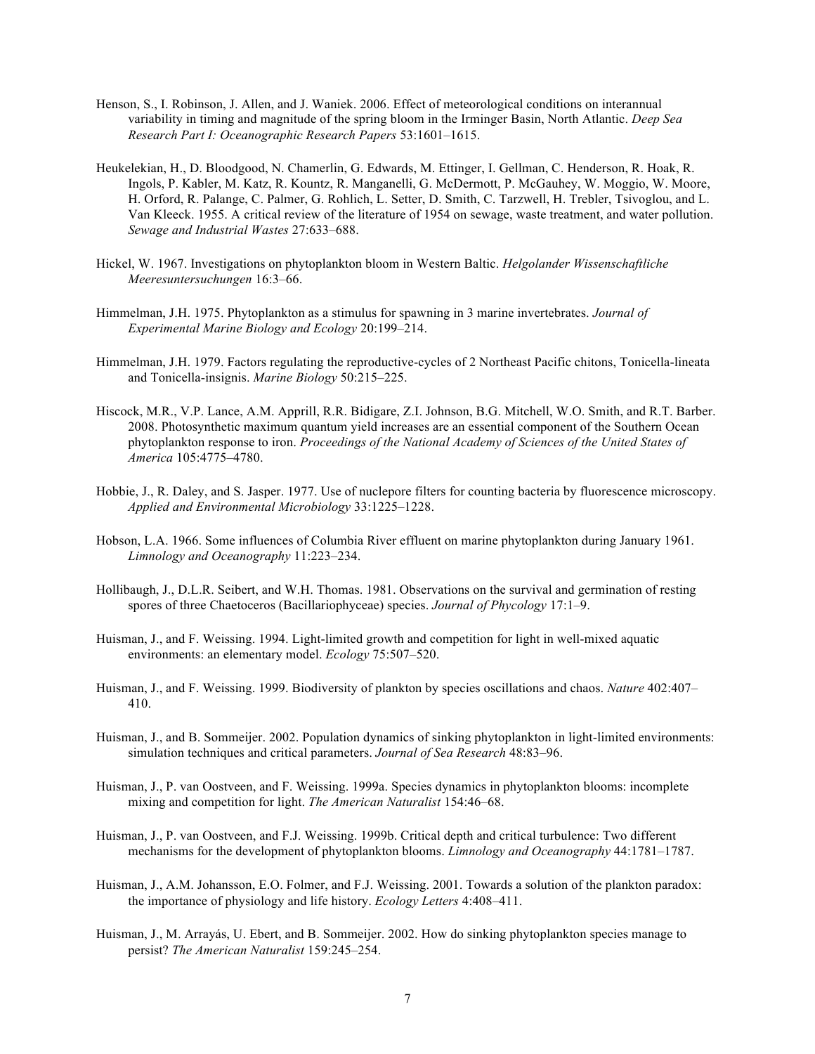Henson, S., I. Robinson, J. Allen, and J. Waniek. 2006. Effect of meteorological conditions on interannual variability in timing and magnitude of the spring bloom in the Irminger Basin, North Atlantic. *Deep Sea Research Part I: Oceanographic Research Papers* 53:1601–1615.

Heukelekian, H., D. Bloodgood, N. Chamerlin, G. Edwards, M. Ettinger, I. Gellman, C. Henderson, R. Hoak, R. Ingols, P. Kabler, M. Katz, R. Kountz, R. Manganelli, G. McDermott, P. McGauhey, W. Moggio, W. Moore, H. Orford, R. Palange, C. Palmer, G. Rohlich, L. Setter, D. Smith, C. Tarzwell, H. Trebler, Tsivoglou, and L. Van Kleeck. 1955. A critical review of the literature of 1954 on sewage, waste treatment, and water pollution. *Sewage and Industrial Wastes* 27:633–688.

Hickel, W. 1967. Investigations on phytoplankton bloom in Western Baltic. *Helgolander Wissenschaftliche Meeresuntersuchungen* 16:3–66.

Himmelman, J.H. 1975. Phytoplankton as a stimulus for spawning in 3 marine invertebrates. *Journal of Experimental Marine Biology and Ecology* 20:199–214.

Himmelman, J.H. 1979. Factors regulating the reproductive-cycles of 2 Northeast Pacific chitons, Tonicella-lineata and Tonicella-insignis. *Marine Biology* 50:215–225.

Hiscock, M.R., V.P. Lance, A.M. Apprill, R.R. Bidigare, Z.I. Johnson, B.G. Mitchell, W.O. Smith, and R.T. Barber. 2008. Photosynthetic maximum quantum yield increases are an essential component of the Southern Ocean phytoplankton response to iron. *Proceedings of the National Academy of Sciences of the United States of America* 105:4775–4780.

Hobbie, J., R. Daley, and S. Jasper. 1977. Use of nuclepore filters for counting bacteria by fluorescence microscopy. *Applied and Environmental Microbiology* 33:1225–1228.

Hobson, L.A. 1966. Some influences of Columbia River effluent on marine phytoplankton during January 1961. *Limnology and Oceanography* 11:223–234.

Hollibaugh, J., D.L.R. Seibert, and W.H. Thomas. 1981. Observations on the survival and germination of resting spores of three Chaetoceros (Bacillariophyceae) species. *Journal of Phycology* 17:1–9.

Huisman, J., and F. Weissing. 1994. Light-limited growth and competition for light in well-mixed aquatic environments: an elementary model. *Ecology* 75:507–520.

Huisman, J., and F. Weissing. 1999. Biodiversity of plankton by species oscillations and chaos. *Nature* 402:407–410.

Huisman, J., and B. Sommeijer. 2002. Population dynamics of sinking phytoplankton in light-limited environments: simulation techniques and critical parameters. *Journal of Sea Research* 48:83–96.

Huisman, J., P. van Oostveen, and F. Weissing. 1999a. Species dynamics in phytoplankton blooms: incomplete mixing and competition for light. *The American Naturalist* 154:46–68.

Huisman, J., P. van Oostveen, and F.J. Weissing. 1999b. Critical depth and critical turbulence: Two different mechanisms for the development of phytoplankton blooms. *Limnology and Oceanography* 44:1781–1787.

Huisman, J., A.M. Johansson, E.O. Folmer, and F.J. Weissing. 2001. Towards a solution of the plankton paradox: the importance of physiology and life history. *Ecology Letters* 4:408–411.

Huisman, J., M. Arrayás, U. Ebert, and B. Sommeijer. 2002. How do sinking phytoplankton species manage to persist? *The American Naturalist* 159:245–254.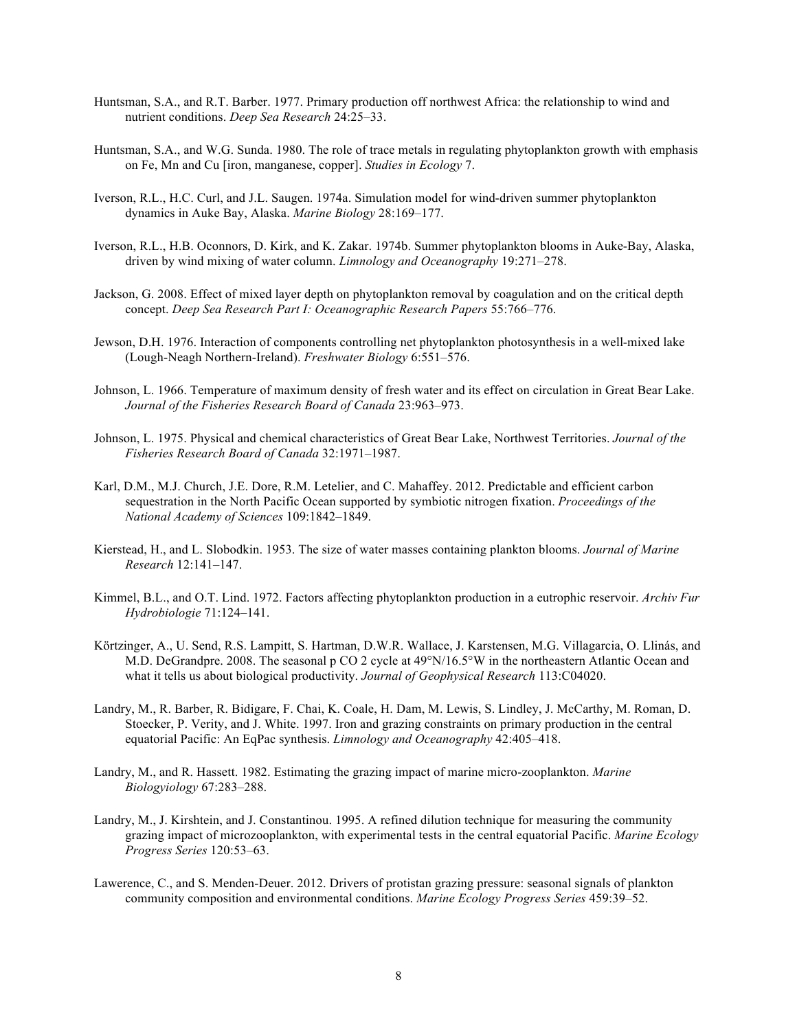Huntsman, S.A., and R.T. Barber. 1977. Primary production off northwest Africa: the relationship to wind and nutrient conditions. *Deep Sea Research* 24:25–33.

Huntsman, S.A., and W.G. Sunda. 1980. The role of trace metals in regulating phytoplankton growth with emphasis on Fe, Mn and Cu [iron, manganese, copper]. *Studies in Ecology* 7.

Iverson, R.L., H.C. Curl, and J.L. Saugen. 1974a. Simulation model for wind-driven summer phytoplankton dynamics in Auke Bay, Alaska. *Marine Biology* 28:169–177.

Iverson, R.L., H.B. Oconnors, D. Kirk, and K. Zakar. 1974b. Summer phytoplankton blooms in Auke-Bay, Alaska, driven by wind mixing of water column. *Limnology and Oceanography* 19:271–278.

Jackson, G. 2008. Effect of mixed layer depth on phytoplankton removal by coagulation and on the critical depth concept. *Deep Sea Research Part I: Oceanographic Research Papers* 55:766–776.

Jewson, D.H. 1976. Interaction of components controlling net phytoplankton photosynthesis in a well-mixed lake (Lough-Neagh Northern-Ireland). *Freshwater Biology* 6:551–576.

Johnson, L. 1966. Temperature of maximum density of fresh water and its effect on circulation in Great Bear Lake. *Journal of the Fisheries Research Board of Canada* 23:963–973.

Johnson, L. 1975. Physical and chemical characteristics of Great Bear Lake, Northwest Territories. *Journal of the Fisheries Research Board of Canada* 32:1971–1987.

Karl, D.M., M.J. Church, J.E. Dore, R.M. Letelier, and C. Mahaffey. 2012. Predictable and efficient carbon sequestration in the North Pacific Ocean supported by symbiotic nitrogen fixation. *Proceedings of the National Academy of Sciences* 109:1842–1849.

Kierstead, H., and L. Slobodkin. 1953. The size of water masses containing plankton blooms. *Journal of Marine Research* 12:141–147.

Kimmel, B.L., and O.T. Lind. 1972. Factors affecting phytoplankton production in a eutrophic reservoir. *Archiv Fur Hydrobiologie* 71:124–141.

Körtzinger, A., U. Send, R.S. Lampitt, S. Hartman, D.W.R. Wallace, J. Karstensen, M.G. Villagarcia, O. Llinás, and M.D. DeGrandpre. 2008. The seasonal p CO 2 cycle at 49°N/16.5°W in the northeastern Atlantic Ocean and what it tells us about biological productivity. *Journal of Geophysical Research* 113:C04020.

Landry, M., R. Barber, R. Bidigare, F. Chai, K. Coale, H. Dam, M. Lewis, S. Lindley, J. McCarthy, M. Roman, D. Stoecker, P. Verity, and J. White. 1997. Iron and grazing constraints on primary production in the central equatorial Pacific: An EqPac synthesis. *Limnology and Oceanography* 42:405–418.

Landry, M., and R. Hassett. 1982. Estimating the grazing impact of marine micro-zooplankton. *Marine Biologyiology* 67:283–288.

Landry, M., J. Kirshtein, and J. Constantinou. 1995. A refined dilution technique for measuring the community grazing impact of microzooplankton, with experimental tests in the central equatorial Pacific. *Marine Ecology Progress Series* 120:53–63.

Lawerence, C., and S. Menden-Deuer. 2012. Drivers of protistan grazing pressure: seasonal signals of plankton community composition and environmental conditions. *Marine Ecology Progress Series* 459:39–52.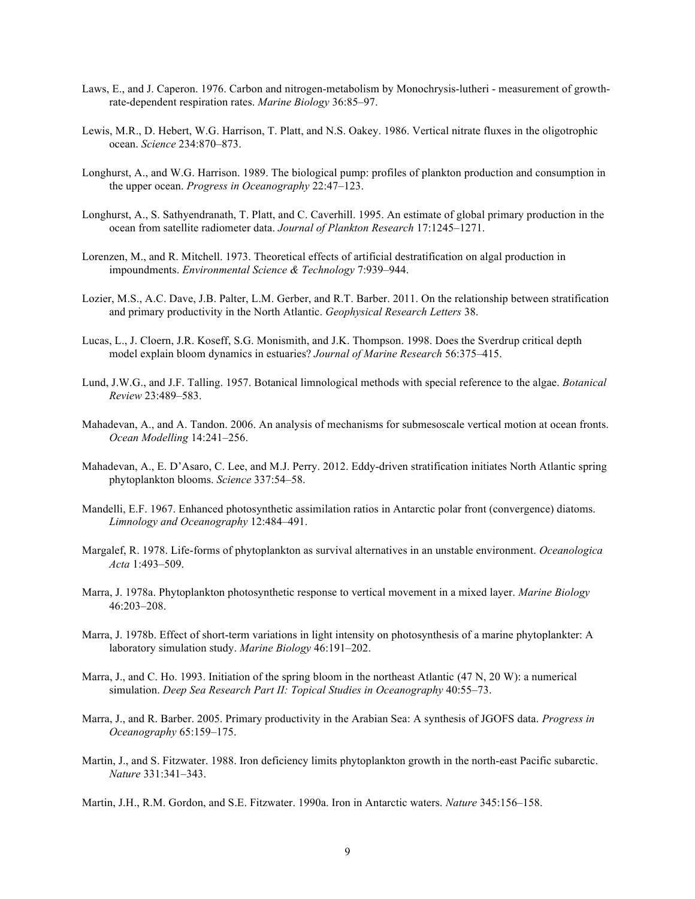Laws, E., and J. Caperon. 1976. Carbon and nitrogen-metabolism by Monochrysis-lutheri - measurement of growth-rate-dependent respiration rates. *Marine Biology* 36:85–97.

Lewis, M.R., D. Hebert, W.G. Harrison, T. Platt, and N.S. Oakey. 1986. Vertical nitrate fluxes in the oligotrophic ocean. *Science* 234:870–873.

Longhurst, A., and W.G. Harrison. 1989. The biological pump: profiles of plankton production and consumption in the upper ocean. *Progress in Oceanography* 22:47–123.

Longhurst, A., S. Sathyendranath, T. Platt, and C. Caverhill. 1995. An estimate of global primary production in the ocean from satellite radiometer data. *Journal of Plankton Research* 17:1245–1271.

Lorenzen, M., and R. Mitchell. 1973. Theoretical effects of artificial destratification on algal production in impoundments. *Environmental Science & Technology* 7:939–944.

Lozier, M.S., A.C. Dave, J.B. Palter, L.M. Gerber, and R.T. Barber. 2011. On the relationship between stratification and primary productivity in the North Atlantic. *Geophysical Research Letters* 38.

Lucas, L., J. Cloern, J.R. Koseff, S.G. Monismith, and J.K. Thompson. 1998. Does the Sverdrup critical depth model explain bloom dynamics in estuaries? *Journal of Marine Research* 56:375–415.

Lund, J.W.G., and J.F. Talling. 1957. Botanical limnological methods with special reference to the algae. *Botanical Review* 23:489–583.

Mahadevan, A., and A. Tandon. 2006. An analysis of mechanisms for submesoscale vertical motion at ocean fronts. *Ocean Modelling* 14:241–256.

Mahadevan, A., E. D'Asaro, C. Lee, and M.J. Perry. 2012. Eddy-driven stratification initiates North Atlantic spring phytoplankton blooms. *Science* 337:54–58.

Mandelli, E.F. 1967. Enhanced photosynthetic assimilation ratios in Antarctic polar front (convergence) diatoms. *Limnology and Oceanography* 12:484–491.

Margalef, R. 1978. Life-forms of phytoplankton as survival alternatives in an unstable environment. *Oceanologica Acta* 1:493–509.

Marra, J. 1978a. Phytoplankton photosynthetic response to vertical movement in a mixed layer. *Marine Biology* 46:203–208.

Marra, J. 1978b. Effect of short-term variations in light intensity on photosynthesis of a marine phytoplankter: A laboratory simulation study. *Marine Biology* 46:191–202.

Marra, J., and C. Ho. 1993. Initiation of the spring bloom in the northeast Atlantic (47 N, 20 W): a numerical simulation. *Deep Sea Research Part II: Topical Studies in Oceanography* 40:55–73.

Marra, J., and R. Barber. 2005. Primary productivity in the Arabian Sea: A synthesis of JGOFS data. *Progress in Oceanography* 65:159–175.

Martin, J., and S. Fitzwater. 1988. Iron deficiency limits phytoplankton growth in the north-east Pacific subarctic. *Nature* 331:341–343.

Martin, J.H., R.M. Gordon, and S.E. Fitzwater. 1990a. Iron in Antarctic waters. *Nature* 345:156–158.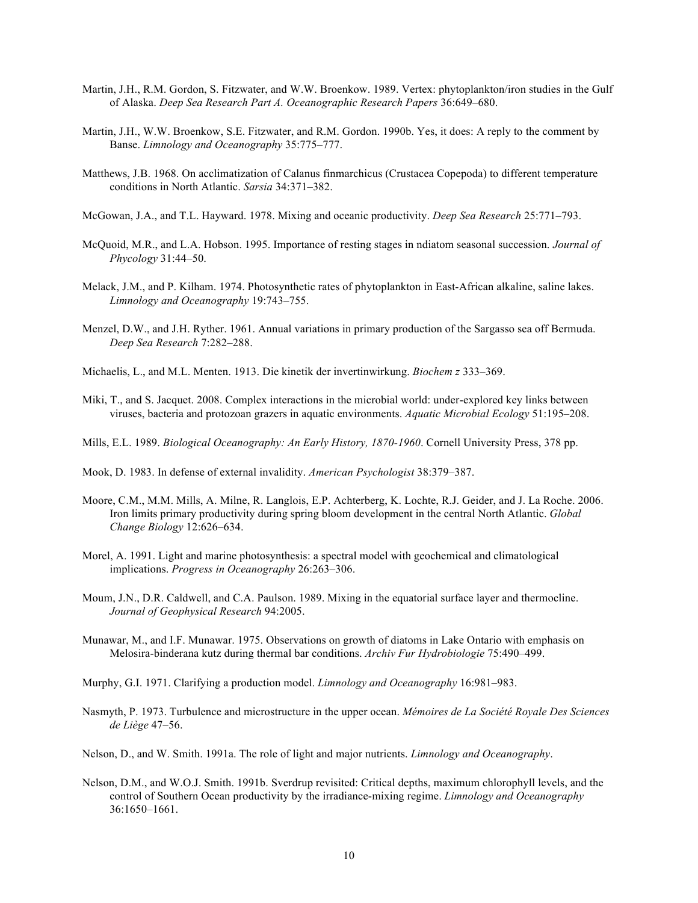Martin, J.H., R.M. Gordon, S. Fitzwater, and W.W. Broenkow. 1989. Vertex: phytoplankton/iron studies in the Gulf of Alaska. *Deep Sea Research Part A. Oceanographic Research Papers* 36:649–680.

Martin, J.H., W.W. Broenkow, S.E. Fitzwater, and R.M. Gordon. 1990b. Yes, it does: A reply to the comment by Banse. *Limnology and Oceanography* 35:775–777.

Matthews, J.B. 1968. On acclimatization of Calanus finmarchicus (Crustacea Copepoda) to different temperature conditions in North Atlantic. *Sarsia* 34:371–382.

McGowan, J.A., and T.L. Hayward. 1978. Mixing and oceanic productivity. *Deep Sea Research* 25:771–793.

McQuoid, M.R., and L.A. Hobson. 1995. Importance of resting stages in ndiatom seasonal succession. *Journal of Phycology* 31:44–50.

Melack, J.M., and P. Kilham. 1974. Photosynthetic rates of phytoplankton in East-African alkaline, saline lakes. *Limnology and Oceanography* 19:743–755.

Menzel, D.W., and J.H. Ryther. 1961. Annual variations in primary production of the Sargasso sea off Bermuda. *Deep Sea Research* 7:282–288.

Michaelis, L., and M.L. Menten. 1913. Die kinetik der invertinwirkung. *Biochem z* 333–369.

Miki, T., and S. Jacquet. 2008. Complex interactions in the microbial world: under-explored key links between viruses, bacteria and protozoan grazers in aquatic environments. *Aquatic Microbial Ecology* 51:195–208.

Mills, E.L. 1989. *Biological Oceanography: An Early History, 1870-1960*. Cornell University Press, 378 pp.

Mook, D. 1983. In defense of external invalidity. *American Psychologist* 38:379–387.

Moore, C.M., M.M. Mills, A. Milne, R. Langlois, E.P. Achterberg, K. Lochte, R.J. Geider, and J. La Roche. 2006. Iron limits primary productivity during spring bloom development in the central North Atlantic. *Global Change Biology* 12:626–634.

Morel, A. 1991. Light and marine photosynthesis: a spectral model with geochemical and climatological implications. *Progress in Oceanography* 26:263–306.

Moum, J.N., D.R. Caldwell, and C.A. Paulson. 1989. Mixing in the equatorial surface layer and thermocline. *Journal of Geophysical Research* 94:2005.

Munawar, M., and I.F. Munawar. 1975. Observations on growth of diatoms in Lake Ontario with emphasis on Melosira-binderana kutz during thermal bar conditions. *Archiv Fur Hydrobiologie* 75:490–499.

Murphy, G.I. 1971. Clarifying a production model. *Limnology and Oceanography* 16:981–983.

Nasmyth, P. 1973. Turbulence and microstructure in the upper ocean. *Mémoires de La Société Royale Des Sciences de Liège* 47–56.

Nelson, D., and W. Smith. 1991a. The role of light and major nutrients. *Limnology and Oceanography*.

Nelson, D.M., and W.O.J. Smith. 1991b. Sverdrup revisited: Critical depths, maximum chlorophyll levels, and the control of Southern Ocean productivity by the irradiance-mixing regime. *Limnology and Oceanography* 36:1650–1661.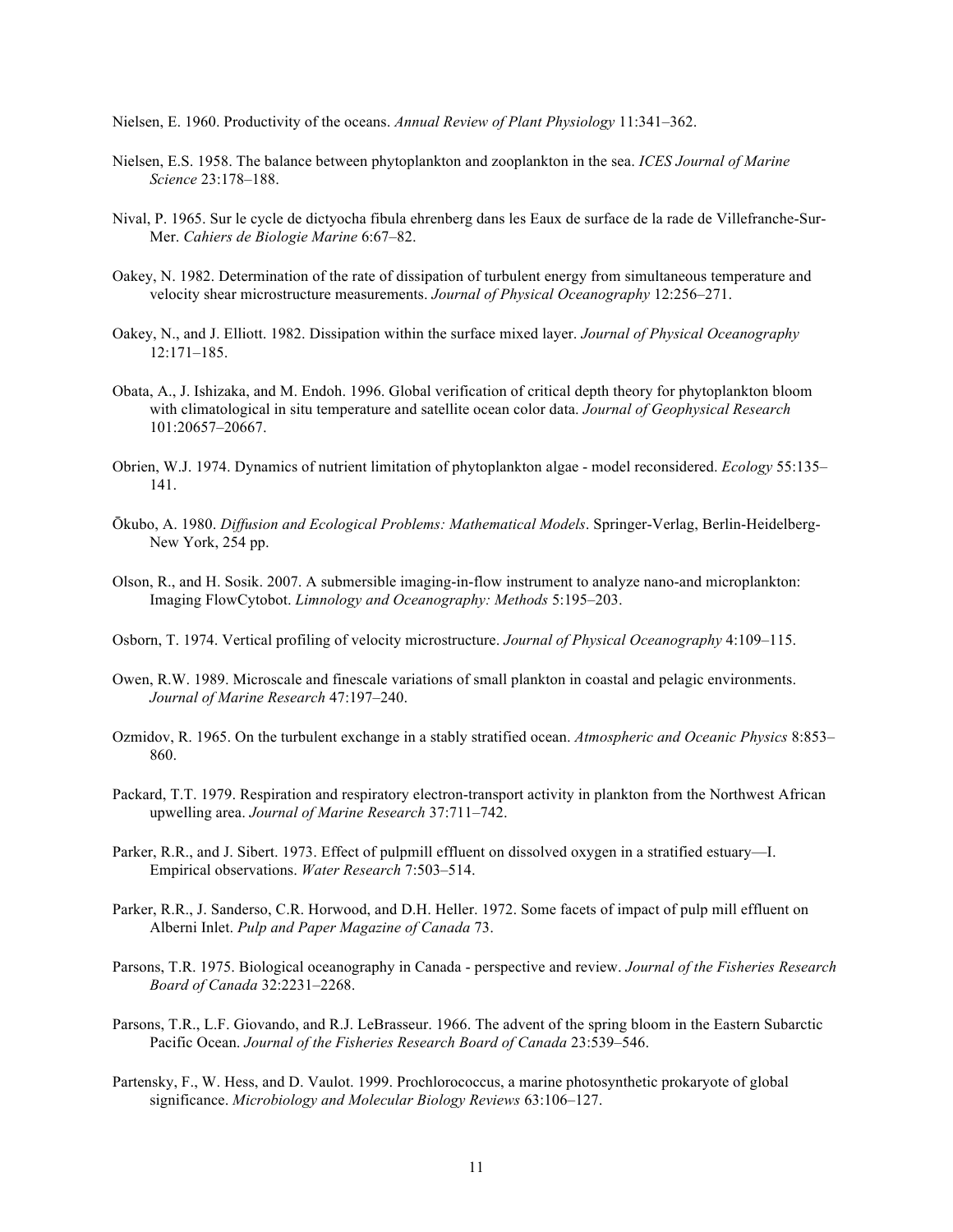Nielsen, E. 1960. Productivity of the oceans. *Annual Review of Plant Physiology* 11:341–362.

Nielsen, E.S. 1958. The balance between phytoplankton and zooplankton in the sea. *ICES Journal of Marine Science* 23:178–188.

Nival, P. 1965. Sur le cycle de dictyocha fibula ehrenberg dans les Eaux de surface de la rade de Villefranche-Sur-Mer. *Cahiers de Biologie Marine* 6:67–82.

Oakey, N. 1982. Determination of the rate of dissipation of turbulent energy from simultaneous temperature and velocity shear microstructure measurements. *Journal of Physical Oceanography* 12:256–271.

Oakey, N., and J. Elliott. 1982. Dissipation within the surface mixed layer. *Journal of Physical Oceanography* 12:171–185.

Obata, A., J. Ishizaka, and M. Endoh. 1996. Global verification of critical depth theory for phytoplankton bloom with climatological in situ temperature and satellite ocean color data. *Journal of Geophysical Research* 101:20657–20667.

Obrien, W.J. 1974. Dynamics of nutrient limitation of phytoplankton algae - model reconsidered. *Ecology* 55:135–141.

Ōkubo, A. 1980. *Diffusion and Ecological Problems: Mathematical Models*. Springer-Verlag, Berlin-Heidelberg-New York, 254 pp.

Olson, R., and H. Sosik. 2007. A submersible imaging-in-flow instrument to analyze nano-and microplankton: Imaging FlowCytobot. *Limnology and Oceanography: Methods* 5:195–203.

Osborn, T. 1974. Vertical profiling of velocity microstructure. *Journal of Physical Oceanography* 4:109–115.

Owen, R.W. 1989. Microscale and finescale variations of small plankton in coastal and pelagic environments. *Journal of Marine Research* 47:197–240.

Ozmidov, R. 1965. On the turbulent exchange in a stably stratified ocean. *Atmospheric and Oceanic Physics* 8:853–860.

Packard, T.T. 1979. Respiration and respiratory electron-transport activity in plankton from the Northwest African upwelling area. *Journal of Marine Research* 37:711–742.

Parker, R.R., and J. Sibert. 1973. Effect of pulpmill effluent on dissolved oxygen in a stratified estuary—I. Empirical observations. *Water Research* 7:503–514.

Parker, R.R., J. Sanderso, C.R. Horwood, and D.H. Heller. 1972. Some facets of impact of pulp mill effluent on Alberni Inlet. *Pulp and Paper Magazine of Canada* 73.

Parsons, T.R. 1975. Biological oceanography in Canada - perspective and review. *Journal of the Fisheries Research Board of Canada* 32:2231–2268.

Parsons, T.R., L.F. Giovando, and R.J. LeBrasseur. 1966. The advent of the spring bloom in the Eastern Subarctic Pacific Ocean. *Journal of the Fisheries Research Board of Canada* 23:539–546.

Partensky, F., W. Hess, and D. Vaulot. 1999. Prochlorococcus, a marine photosynthetic prokaryote of global significance. *Microbiology and Molecular Biology Reviews* 63:106–127.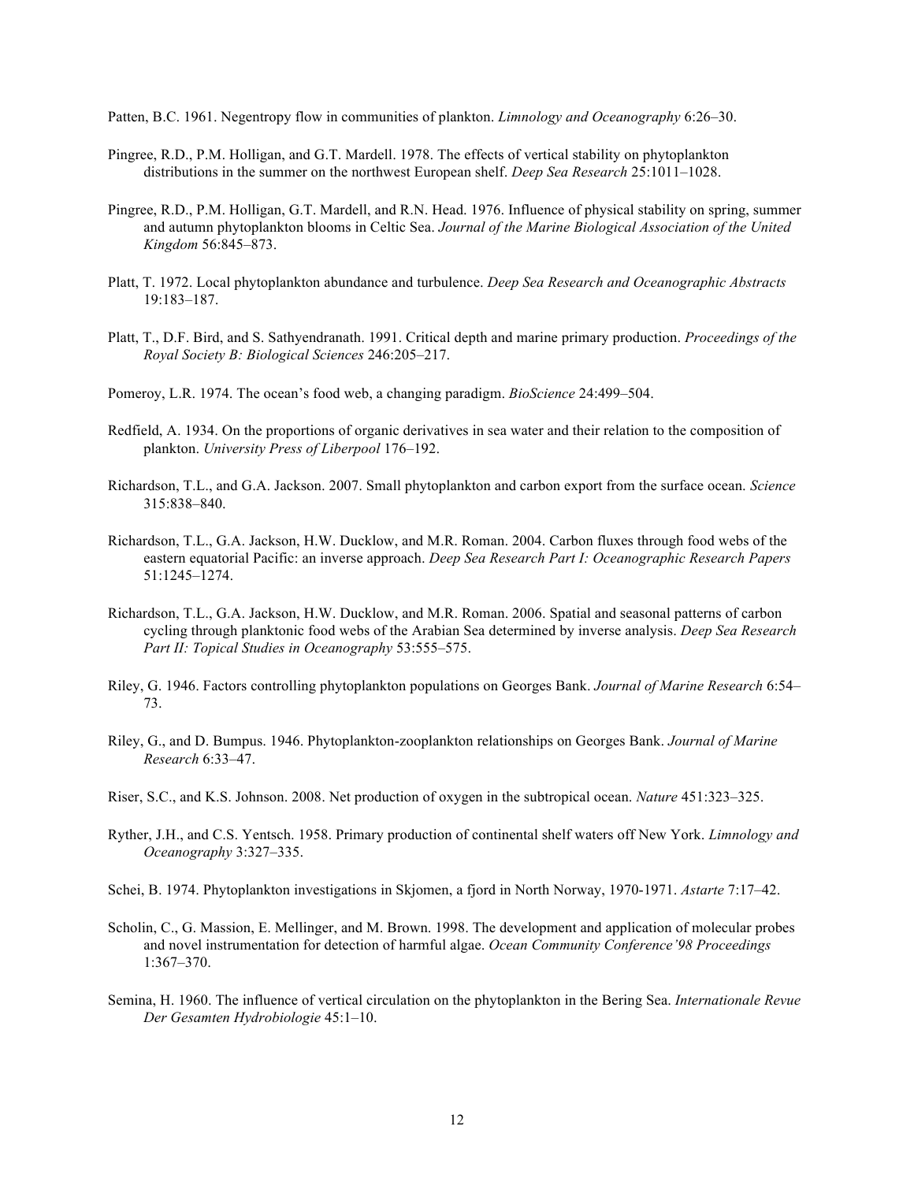Patten, B.C. 1961. Negentropy flow in communities of plankton. *Limnology and Oceanography* 6:26–30.

Pingree, R.D., P.M. Holligan, and G.T. Mardell. 1978. The effects of vertical stability on phytoplankton distributions in the summer on the northwest European shelf. *Deep Sea Research* 25:1011–1028.

Pingree, R.D., P.M. Holligan, G.T. Mardell, and R.N. Head. 1976. Influence of physical stability on spring, summer and autumn phytoplankton blooms in Celtic Sea. *Journal of the Marine Biological Association of the United Kingdom* 56:845–873.

Platt, T. 1972. Local phytoplankton abundance and turbulence. *Deep Sea Research and Oceanographic Abstracts* 19:183–187.

Platt, T., D.F. Bird, and S. Sathyendranath. 1991. Critical depth and marine primary production. *Proceedings of the Royal Society B: Biological Sciences* 246:205–217.

Pomeroy, L.R. 1974. The ocean's food web, a changing paradigm. *BioScience* 24:499–504.

Redfield, A. 1934. On the proportions of organic derivatives in sea water and their relation to the composition of plankton. *University Press of Liberpool* 176–192.

Richardson, T.L., and G.A. Jackson. 2007. Small phytoplankton and carbon export from the surface ocean. *Science* 315:838–840.

Richardson, T.L., G.A. Jackson, H.W. Ducklow, and M.R. Roman. 2004. Carbon fluxes through food webs of the eastern equatorial Pacific: an inverse approach. *Deep Sea Research Part I: Oceanographic Research Papers* 51:1245–1274.

Richardson, T.L., G.A. Jackson, H.W. Ducklow, and M.R. Roman. 2006. Spatial and seasonal patterns of carbon cycling through planktonic food webs of the Arabian Sea determined by inverse analysis. *Deep Sea Research Part II: Topical Studies in Oceanography* 53:555–575.

Riley, G. 1946. Factors controlling phytoplankton populations on Georges Bank. *Journal of Marine Research* 6:54–73.

Riley, G., and D. Bumpus. 1946. Phytoplankton-zooplankton relationships on Georges Bank. *Journal of Marine Research* 6:33–47.

Riser, S.C., and K.S. Johnson. 2008. Net production of oxygen in the subtropical ocean. *Nature* 451:323–325.

Ryther, J.H., and C.S. Yentsch. 1958. Primary production of continental shelf waters off New York. *Limnology and Oceanography* 3:327–335.

Schei, B. 1974. Phytoplankton investigations in Skjomen, a fjord in North Norway, 1970-1971. *Astarte* 7:17–42.

Scholin, C., G. Massion, E. Mellinger, and M. Brown. 1998. The development and application of molecular probes and novel instrumentation for detection of harmful algae. *Ocean Community Conference'98 Proceedings* 1:367–370.

Semina, H. 1960. The influence of vertical circulation on the phytoplankton in the Bering Sea. *Internationale Revue Der Gesamten Hydrobiologie* 45:1–10.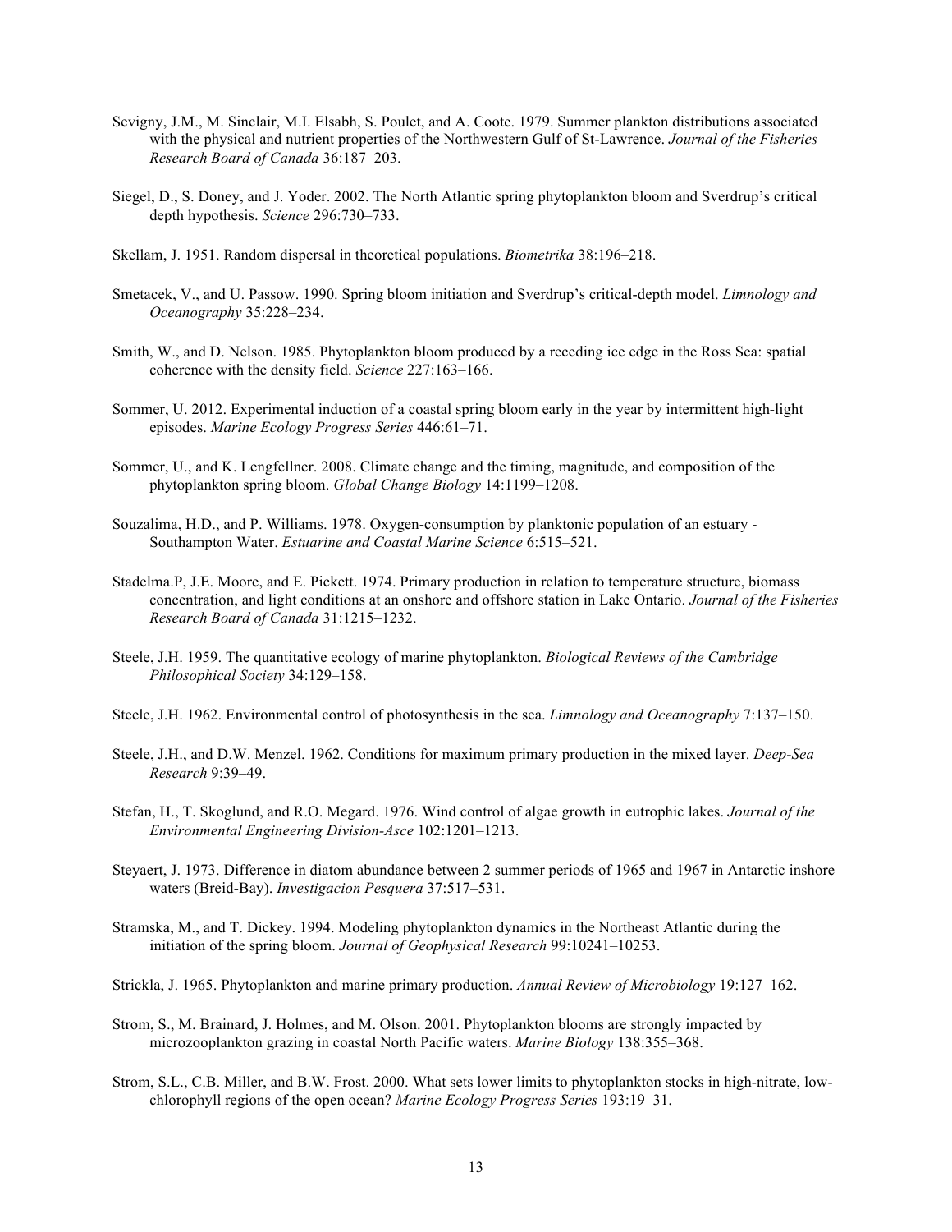Sevigny, J.M., M. Sinclair, M.I. Elsabh, S. Poulet, and A. Coote. 1979. Summer plankton distributions associated with the physical and nutrient properties of the Northwestern Gulf of St-Lawrence. *Journal of the Fisheries Research Board of Canada* 36:187–203.

Siegel, D., S. Doney, and J. Yoder. 2002. The North Atlantic spring phytoplankton bloom and Sverdrup's critical depth hypothesis. *Science* 296:730–733.

Skellam, J. 1951. Random dispersal in theoretical populations. *Biometrika* 38:196–218.

Smetacek, V., and U. Passow. 1990. Spring bloom initiation and Sverdrup's critical-depth model. *Limnology and Oceanography* 35:228–234.

Smith, W., and D. Nelson. 1985. Phytoplankton bloom produced by a receding ice edge in the Ross Sea: spatial coherence with the density field. *Science* 227:163–166.

Sommer, U. 2012. Experimental induction of a coastal spring bloom early in the year by intermittent high-light episodes. *Marine Ecology Progress Series* 446:61–71.

Sommer, U., and K. Lengfellner. 2008. Climate change and the timing, magnitude, and composition of the phytoplankton spring bloom. *Global Change Biology* 14:1199–1208.

Souzalima, H.D., and P. Williams. 1978. Oxygen-consumption by planktonic population of an estuary - Southampton Water. *Estuarine and Coastal Marine Science* 6:515–521.

Stadelma.P, J.E. Moore, and E. Pickett. 1974. Primary production in relation to temperature structure, biomass concentration, and light conditions at an onshore and offshore station in Lake Ontario. *Journal of the Fisheries Research Board of Canada* 31:1215–1232.

Steele, J.H. 1959. The quantitative ecology of marine phytoplankton. *Biological Reviews of the Cambridge Philosophical Society* 34:129–158.

Steele, J.H. 1962. Environmental control of photosynthesis in the sea. *Limnology and Oceanography* 7:137–150.

Steele, J.H., and D.W. Menzel. 1962. Conditions for maximum primary production in the mixed layer. *Deep-Sea Research* 9:39–49.

Stefan, H., T. Skoglund, and R.O. Megard. 1976. Wind control of algae growth in eutrophic lakes. *Journal of the Environmental Engineering Division-Asce* 102:1201–1213.

Steyaert, J. 1973. Difference in diatom abundance between 2 summer periods of 1965 and 1967 in Antarctic inshore waters (Breid-Bay). *Investigacion Pesquera* 37:517–531.

Stramska, M., and T. Dickey. 1994. Modeling phytoplankton dynamics in the Northeast Atlantic during the initiation of the spring bloom. *Journal of Geophysical Research* 99:10241–10253.

Strickla, J. 1965. Phytoplankton and marine primary production. *Annual Review of Microbiology* 19:127–162.

Strom, S., M. Brainard, J. Holmes, and M. Olson. 2001. Phytoplankton blooms are strongly impacted by microzooplankton grazing in coastal North Pacific waters. *Marine Biology* 138:355–368.

Strom, S.L., C.B. Miller, and B.W. Frost. 2000. What sets lower limits to phytoplankton stocks in high-nitrate, low-chlorophyll regions of the open ocean? *Marine Ecology Progress Series* 193:19–31.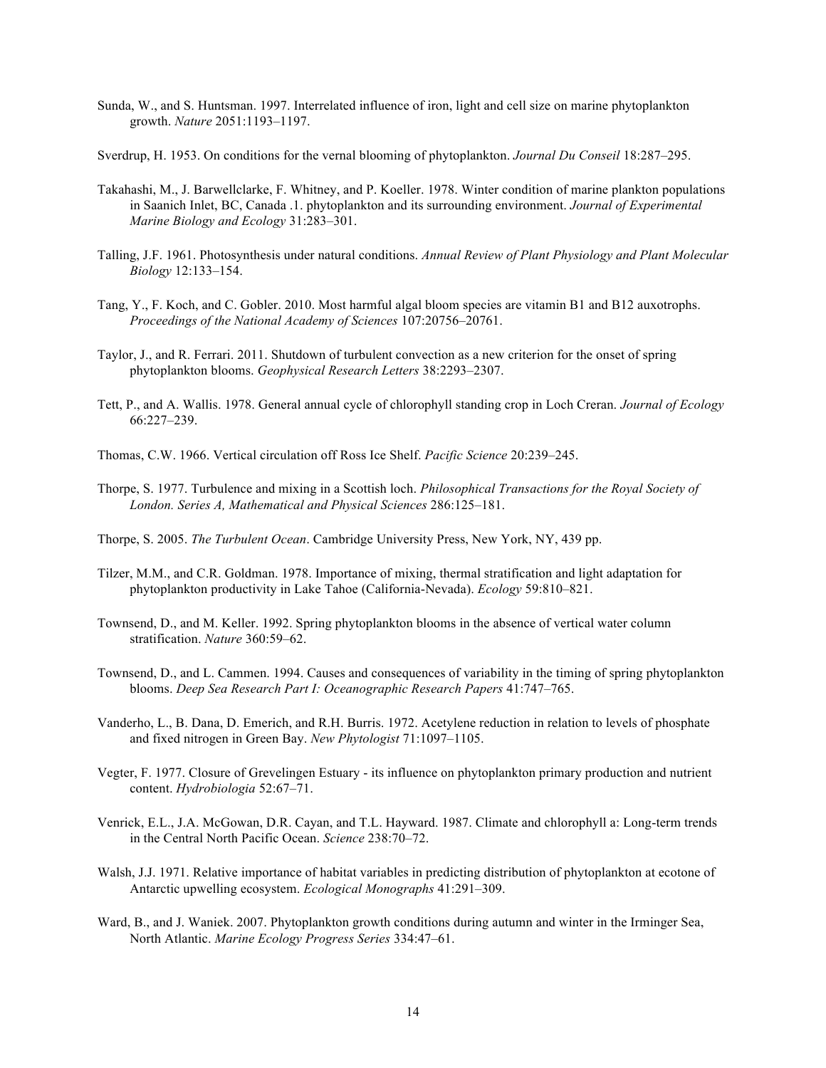Sunda, W., and S. Huntsman. 1997. Interrelated influence of iron, light and cell size on marine phytoplankton growth. *Nature* 2051:1193–1197.

Sverdrup, H. 1953. On conditions for the vernal blooming of phytoplankton. *Journal Du Conseil* 18:287–295.

Takahashi, M., J. Barwellclarke, F. Whitney, and P. Koeller. 1978. Winter condition of marine plankton populations in Saanich Inlet, BC, Canada .1. phytoplankton and its surrounding environment. *Journal of Experimental Marine Biology and Ecology* 31:283–301.

Talling, J.F. 1961. Photosynthesis under natural conditions. *Annual Review of Plant Physiology and Plant Molecular Biology* 12:133–154.

Tang, Y., F. Koch, and C. Gobler. 2010. Most harmful algal bloom species are vitamin B1 and B12 auxotrophs. *Proceedings of the National Academy of Sciences* 107:20756–20761.

Taylor, J., and R. Ferrari. 2011. Shutdown of turbulent convection as a new criterion for the onset of spring phytoplankton blooms. *Geophysical Research Letters* 38:2293–2307.

Tett, P., and A. Wallis. 1978. General annual cycle of chlorophyll standing crop in Loch Creran. *Journal of Ecology* 66:227–239.

Thomas, C.W. 1966. Vertical circulation off Ross Ice Shelf. *Pacific Science* 20:239–245.

Thorpe, S. 1977. Turbulence and mixing in a Scottish loch. *Philosophical Transactions for the Royal Society of London. Series A, Mathematical and Physical Sciences* 286:125–181.

Thorpe, S. 2005. *The Turbulent Ocean*. Cambridge University Press, New York, NY, 439 pp.

Tilzer, M.M., and C.R. Goldman. 1978. Importance of mixing, thermal stratification and light adaptation for phytoplankton productivity in Lake Tahoe (California-Nevada). *Ecology* 59:810–821.

Townsend, D., and M. Keller. 1992. Spring phytoplankton blooms in the absence of vertical water column stratification. *Nature* 360:59–62.

Townsend, D., and L. Cammen. 1994. Causes and consequences of variability in the timing of spring phytoplankton blooms. *Deep Sea Research Part I: Oceanographic Research Papers* 41:747–765.

Vanderho, L., B. Dana, D. Emerich, and R.H. Burris. 1972. Acetylene reduction in relation to levels of phosphate and fixed nitrogen in Green Bay. *New Phytologist* 71:1097–1105.

Vegter, F. 1977. Closure of Grevelingen Estuary - its influence on phytoplankton primary production and nutrient content. *Hydrobiologia* 52:67–71.

Venrick, E.L., J.A. McGowan, D.R. Cayan, and T.L. Hayward. 1987. Climate and chlorophyll a: Long-term trends in the Central North Pacific Ocean. *Science* 238:70–72.

Walsh, J.J. 1971. Relative importance of habitat variables in predicting distribution of phytoplankton at ecotone of Antarctic upwelling ecosystem. *Ecological Monographs* 41:291–309.

Ward, B., and J. Waniek. 2007. Phytoplankton growth conditions during autumn and winter in the Irminger Sea, North Atlantic. *Marine Ecology Progress Series* 334:47–61.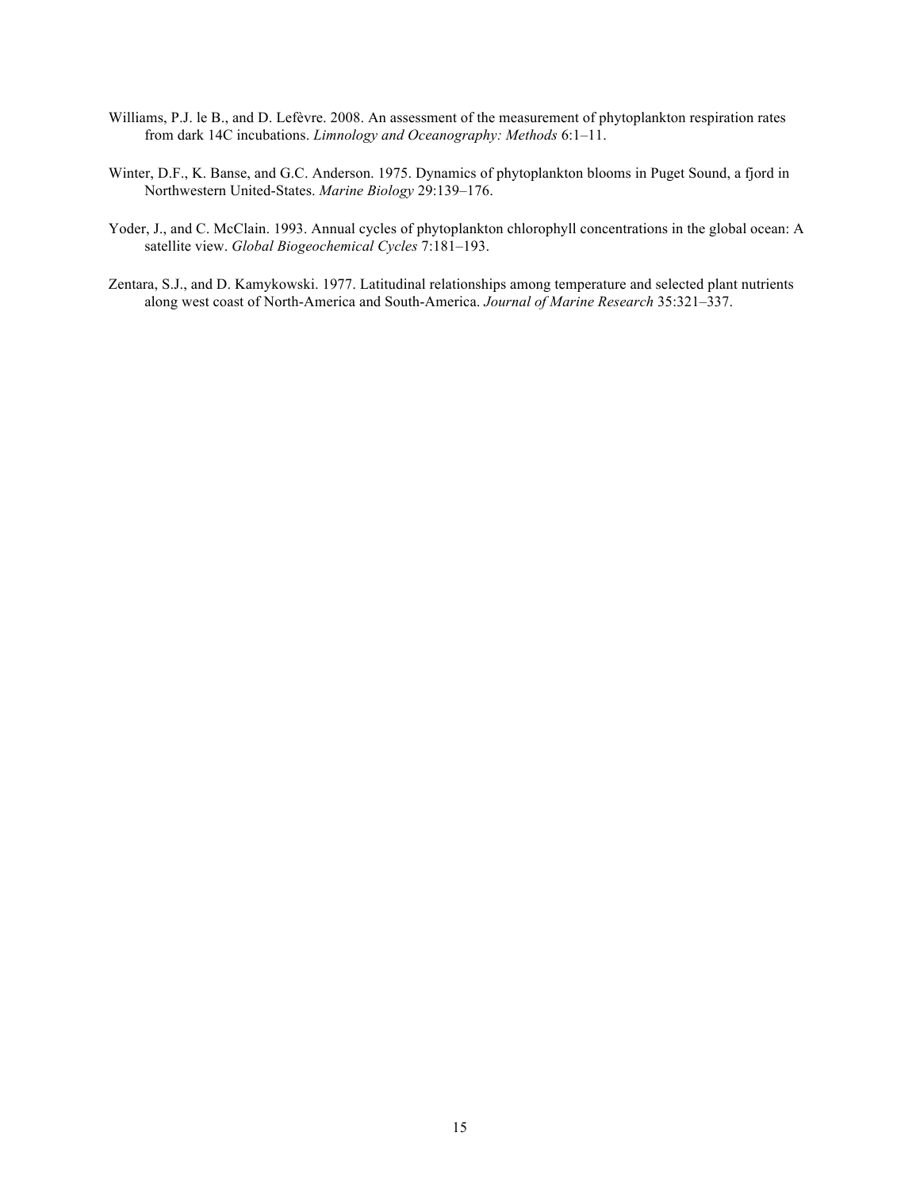Williams, P.J. le B., and D. Lefèvre. 2008. An assessment of the measurement of phytoplankton respiration rates from dark 14C incubations. *Limnology and Oceanography: Methods* 6:1–11.

Winter, D.F., K. Banse, and G.C. Anderson. 1975. Dynamics of phytoplankton blooms in Puget Sound, a fjord in Northwestern United-States. *Marine Biology* 29:139–176.

Yoder, J., and C. McClain. 1993. Annual cycles of phytoplankton chlorophyll concentrations in the global ocean: A satellite view. *Global Biogeochemical Cycles* 7:181–193.

Zentara, S.J., and D. Kamykowski. 1977. Latitudinal relationships among temperature and selected plant nutrients along west coast of North-America and South-America. *Journal of Marine Research* 35:321–337.